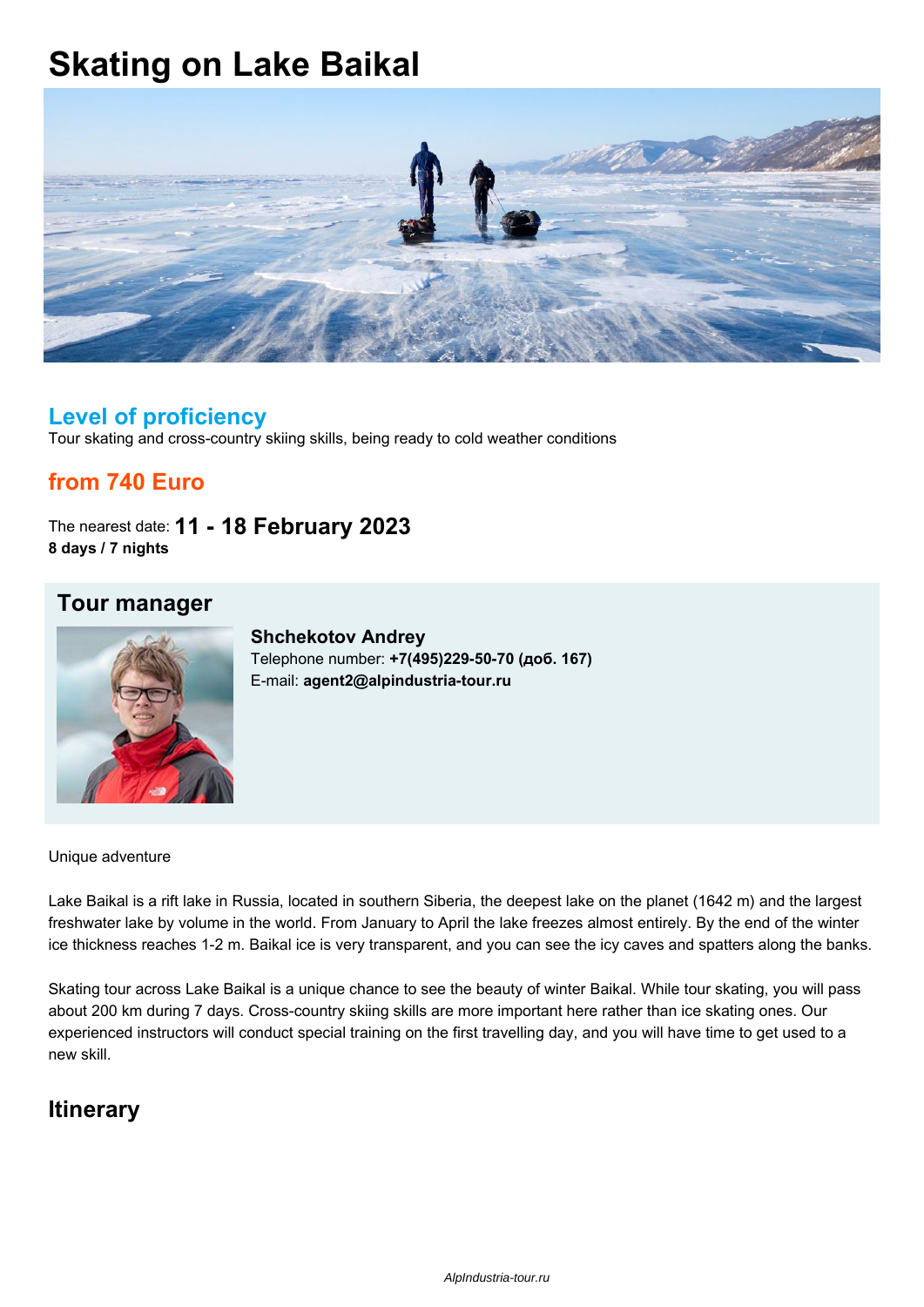# Skating on Lake Baikal

## Level of proficiency

Tour skating and cross-country skiing skills, being ready to cold weather conditions

## from 740 Euro

The nearest date: **11 - 18 February 2023**
**8 days / 7 nights**

## Tour manager

**Shchekotov Andrey**
Telephone number: **+7(495)229-50-70 (доб. 167)**
E-mail: **agent2@alpindustria-tour.ru**

Unique adventure

Lake Baikal is a rift lake in Russia, located in southern Siberia, the deepest lake on the planet (1642 m) and the largest freshwater lake by volume in the world. From January to April the lake freezes almost entirely. By the end of the winter ice thickness reaches 1-2 m. Baikal ice is very transparent, and you can see the icy caves and spatters along the banks.

Skating tour across Lake Baikal is a unique chance to see the beauty of winter Baikal. While tour skating, you will pass about 200 km during 7 days. Cross-country skiing skills are more important here rather than ice skating ones. Our experienced instructors will conduct special training on the first travelling day, and you will have time to get used to a new skill.

## Itinerary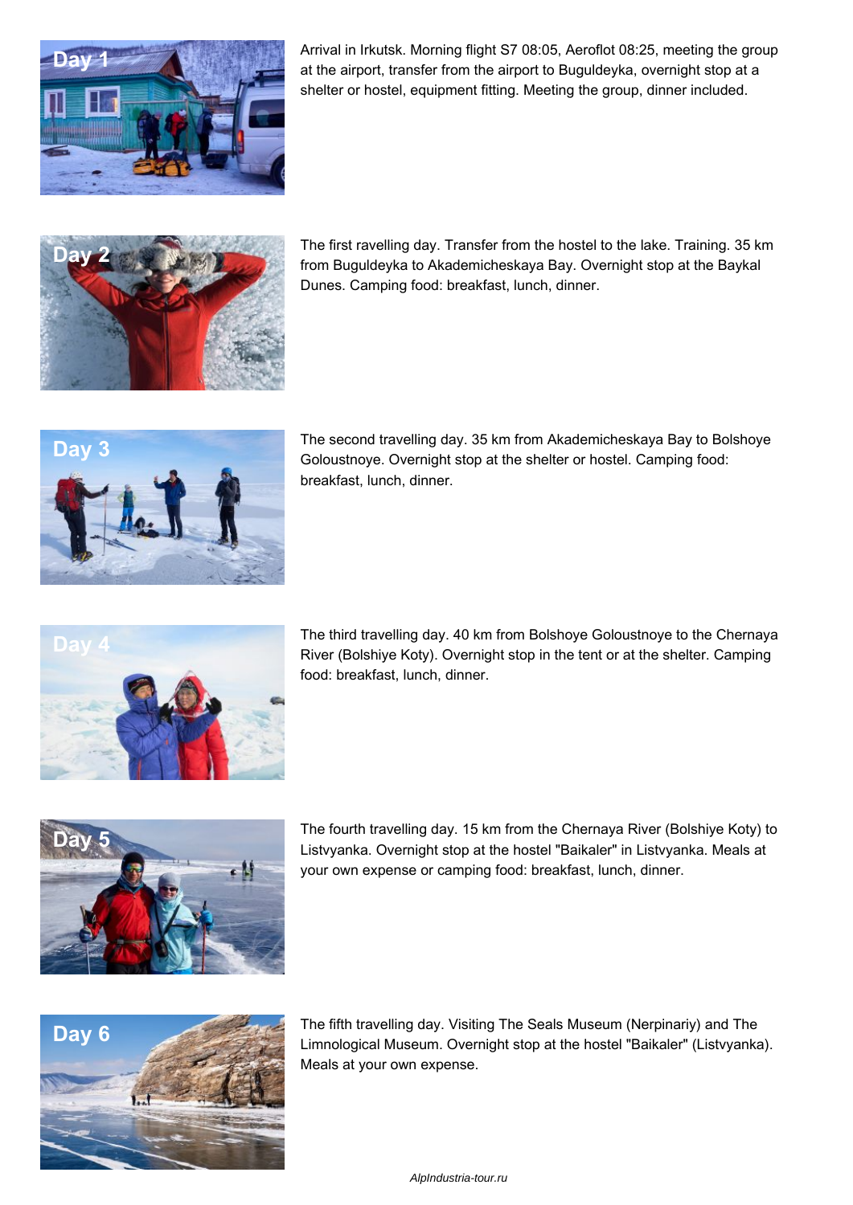**Day 1**

Arrival in Irkutsk. Morning flight S7 08:05, Aeroflot 08:25, meeting the group at the airport, transfer from the airport to Buguldeyka, overnight stop at a shelter or hostel, equipment fitting. Meeting the group, dinner included.

**Day 2**

The first ravelling day. Transfer from the hostel to the lake. Training. 35 km from Buguldeyka to Akademicheskaya Bay. Overnight stop at the Baykal Dunes. Camping food: breakfast, lunch, dinner.

**Day 3**

The second travelling day. 35 km from Akademicheskaya Bay to Bolshoye Goloustnoye. Overnight stop at the shelter or hostel. Camping food: breakfast, lunch, dinner.

**Day 4**

The third travelling day. 40 km from Bolshoye Goloustnoye to the Chernaya River (Bolshiye Koty). Overnight stop in the tent or at the shelter. Camping food: breakfast, lunch, dinner.

**Day 5**

The fourth travelling day. 15 km from the Chernaya River (Bolshiye Koty) to Listvyanka. Overnight stop at the hostel "Baikaler" in Listvyanka. Meals at your own expense or camping food: breakfast, lunch, dinner.

**Day 6**

The fifth travelling day. Visiting The Seals Museum (Nerpinariy) and The Limnological Museum. Overnight stop at the hostel "Baikaler" (Listvyanka). Meals at your own expense.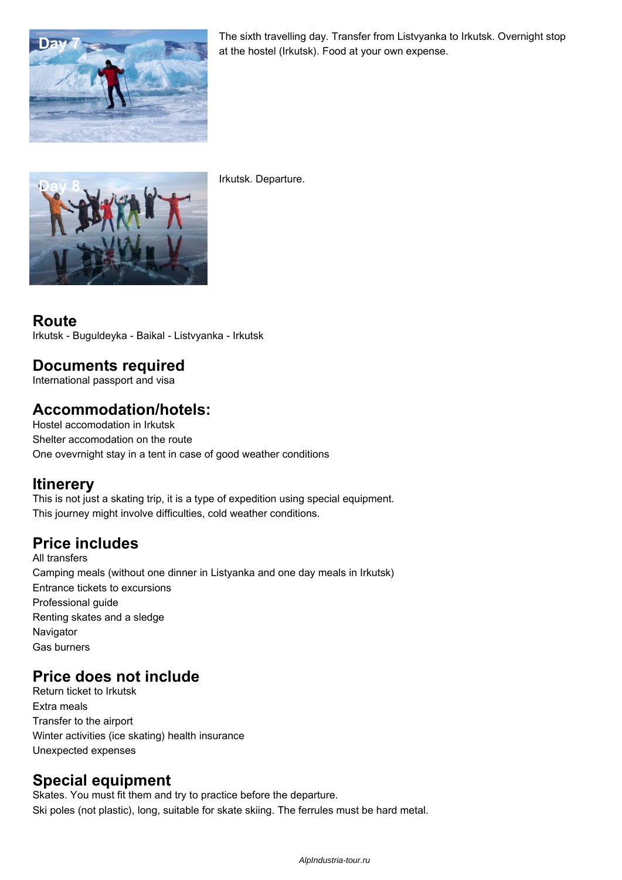**Day 7**

The sixth travelling day. Transfer from Listvyanka to Irkutsk. Overnight stop at the hostel (Irkutsk). Food at your own expense.

**Day 8**

Irkutsk. Departure.

## Route

Irkutsk - Buguldeyka - Baikal - Listvyanka - Irkutsk

## Documents required

International passport and visa

## Accommodation/hotels:

Hostel accomodation in Irkutsk
Shelter accomodation on the route
One ovevrnight stay in a tent in case of good weather conditions

## Itinerery

This is not just a skating trip, it is a type of expedition using special equipment.
This journey might involve difficulties, cold weather conditions.

## Price includes

All transfers
Camping meals (without one dinner in Listyanka and one day meals in Irkutsk)
Entrance tickets to excursions
Professional guide
Renting skates and a sledge
Navigator
Gas burners

## Price does not include

Return ticket to Irkutsk
Extra meals
Transfer to the airport
Winter activities (ice skating) health insurance
Unexpected expenses

## Special equipment

Skates. You must fit them and try to practice before the departure.
Ski poles (not plastic), long, suitable for skate skiing. The ferrules must be hard metal.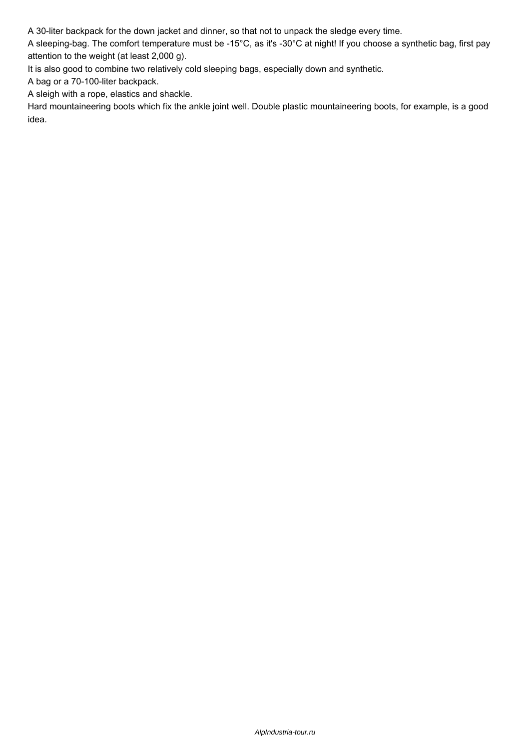A 30-liter backpack for the down jacket and dinner, so that not to unpack the sledge every time.

A sleeping-bag. The comfort temperature must be -15°C, as it's -30°C at night! If you choose a synthetic bag, first pay attention to the weight (at least 2,000 g).

It is also good to combine two relatively cold sleeping bags, especially down and synthetic.

A bag or a 70-100-liter backpack.

A sleigh with a rope, elastics and shackle.

Hard mountaineering boots which fix the ankle joint well. Double plastic mountaineering boots, for example, is a good idea.